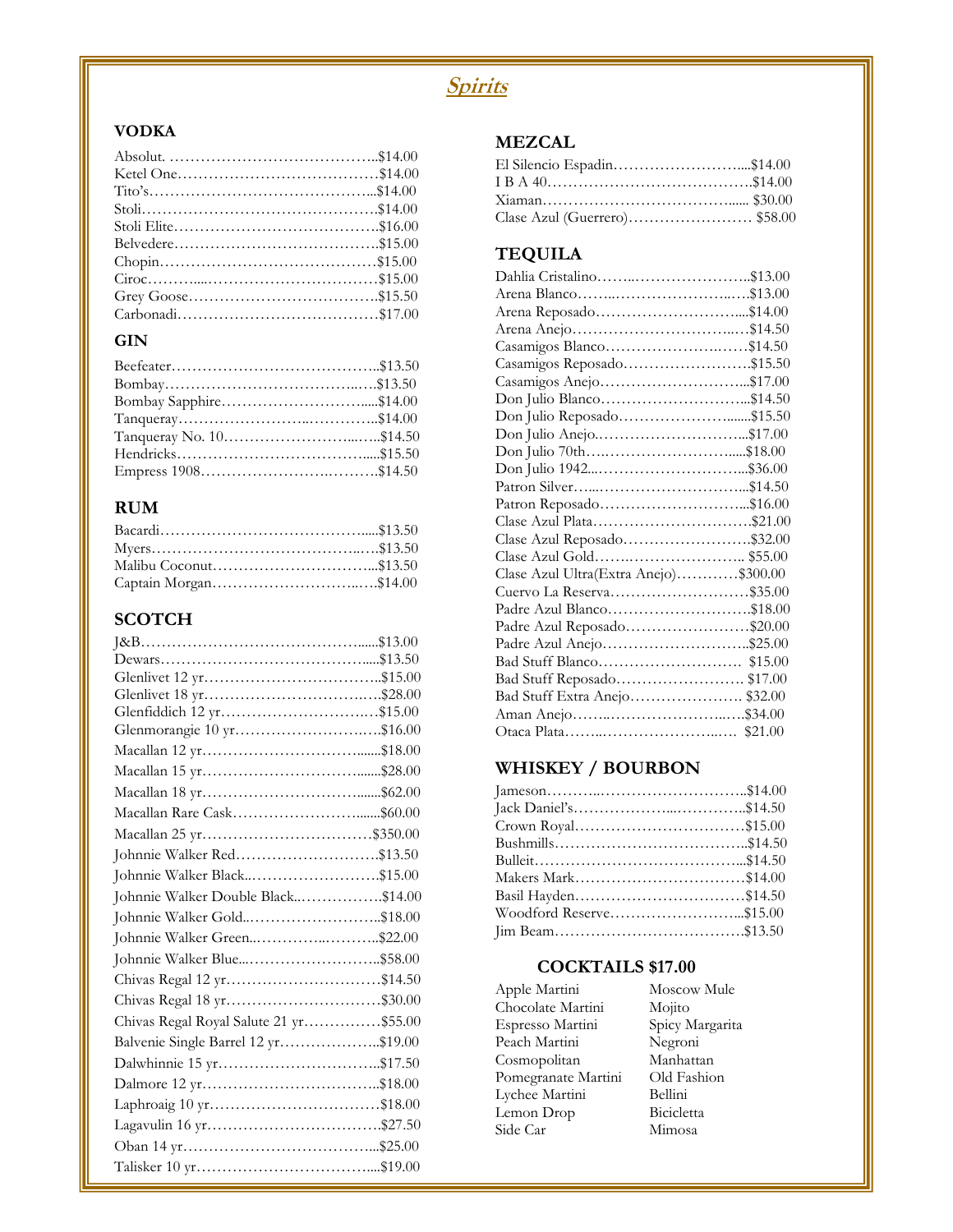# *Spirits*

## VODKA

- Absolut. ……………………………………..$14.00
- Ketel One…………………………………$14.00
- Tito's……………………………………..$14.00
- Stoli………………………………………$14.00
- Stoli Elite…………………………………$16.00
- Belvedere…………………………………$15.00
- Chopin……………………………………$15.00
- Ciroc………...……………………………$15.00
- Grey Goose………………………………$15.50
- Carbonadi…………………………………$17.00

## GIN

- Beefeater…………………………………..$13.50
- Bombay……………………………….…$13.50
- Bombay Sapphire…………………….....$14.00
- Tanqueray……………………..………….$14.00
- Tanqueray No. 10…………………...…..$14.50
- Hendricks……………………………….....$15.50
- Empress 1908………………….……….$14.50

## RUM

- Bacardi…………………………………......$13.50
- Myers……………………………………..…$13.50
- Malibu Coconut…………………………...$13.50
- Captain Morgan…………………………..…$14.00

## SCOTCH

- J&B…………………………………….......$13.00
- Dewars……………………………………....$13.50
- Glenlivet 12 yr……………………………..$15.00
- Glenlivet 18 yr…………………………..….$28.00
- Glenfiddich 12 yr……………………….…$15.00
- Glenmorangie 10 yr………………………….$16.00
- Macallan 12 yr……………………………......$18.00
- Macallan 15 yr……………………………......$28.00
- Macallan 18 yr……………………………......$62.00
- Macallan Rare Cask…………………….......$60.00
- Macallan 25 yr……………………………$350.00
- Johnnie Walker Red……………………….$13.50
- Johnnie Walker Black..…………………….$15.00
- Johnnie Walker Double Black..…………….$14.00
- Johnnie Walker Gold..……………………..$18.00
- Johnnie Walker Green..…………..………..$22.00
- Johnnie Walker Blue...……………………..$58.00
- Chivas Regal 12 yr…………………………$14.50
- Chivas Regal 18 yr…………………………$30.00
- Chivas Regal Royal Salute 21 yr……………$55.00
- Balvenie Single Barrel 12 yr………………..$19.00
- Dalwhinnie 15 yr…………………………..$17.50
- Dalmore 12 yr……………………………..$18.00
- Laphroaig 10 yr……………………………$18.00
- Lagavulin 16 yr…………………………….$27.50
- Oban 14 yr………………………………...$25.00
- Talisker 10 yr……………………………....$19.00

## MEZCAL

- El Silencio Espadin…………………….....$14.00
- I B A 40…………………………………$14.00
- Xiaman……………………………….... $30.00
- Clase Azul (Guerrero)…………………… $58.00

## TEQUILA

- Dahlia Cristalino……..…………………..$13.00
- Arena Blanco……..…………………..….$13.00
- Arena Reposado………………………....$14.00
- Arena Anejo…………………………..….$14.50
- Casamigos Blanco……………………..……$14.50
- Casamigos Reposado……………………$15.50
- Casamigos Anejo………………………...$17.00
- Don Julio Blanco………………………...$14.50
- Don Julio Reposado…………………......$15.50
- Don Julio Anejo..………………………...$17.00
- Don Julio 70th…..……………………....$18.00
- Don Julio 1942...…………………………...$36.00
- Patron Silver…...…………………………...$14.50
- Patron Reposado………………………...$16.00
- Clase Azul Plata…………………………$21.00
- Clase Azul Reposado……………………$32.00
- Clase Azul Gold…….………………….. $55.00
- Clase Azul Ultra(Extra Anejo)…………$300.00
- Cuervo La Reserva………………………$35.00
- Padre Azul Blanco………………………$18.00
- Padre Azul Reposado……………………$20.00
- Padre Azul Anejo………………………..$25.00
- Bad Stuff Blanco………………………. $15.00
- Bad Stuff Reposado……………………. $17.00
- Bad Stuff Extra Anejo…………………. $32.00
- Aman Anejo……..……………………..…$34.00
- Otaca Plata……..…………………...… $21.00

## WHISKEY / BOURBON

- Jameson………..………………………..$14.00
- Jack Daniel's……………....……………..$14.50
- Crown Royal……………………………$15.00
- Bushmills………………………………..$14.50
- Bulleit……………………………………...$14.50
- Makers Mark……………………………$14.00
- Basil Hayden……………………………$14.50
- Woodford Reserve……………………...$15.00
- Jim Beam………………………………$13.50

## COCKTAILS $17.00

- Apple Martini
- Chocolate Martini
- Espresso Martini
- Peach Martini
- Cosmopolitan
- Pomegranate Martini
- Lychee Martini
- Lemon Drop
- Side Car
- Moscow Mule
- Mojito
- Spicy Margarita
- Negroni
- Manhattan
- Old Fashion
- Bellini
- Bicicletta
- Mimosa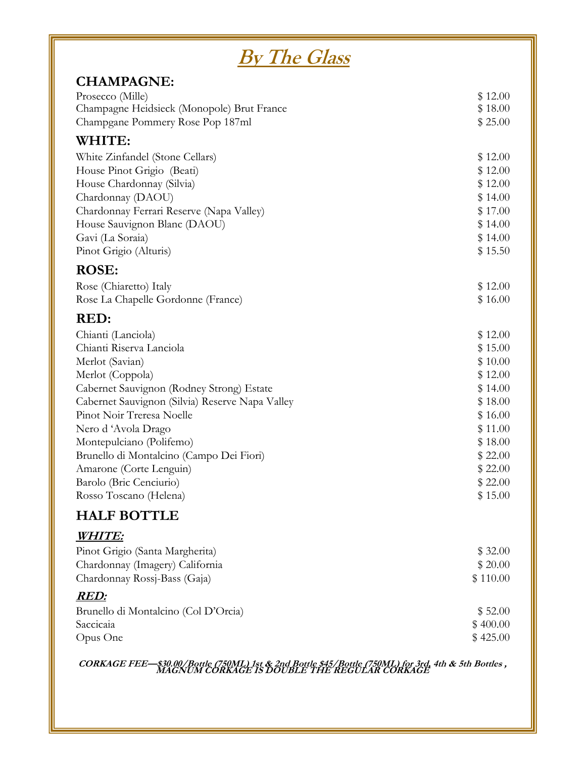# By The Glass

## CHAMPAGNE:

| | |
|---|---|
| Prosecco (Mille) | $ 12.00 |
| Champagne Heidsieck (Monopole) Brut France | $ 18.00 |
| Champgane Pommery Rose Pop 187ml | $ 25.00 |

## WHITE:

| | |
|---|---|
| White Zinfandel (Stone Cellars) | $ 12.00 |
| House Pinot Grigio (Beati) | $ 12.00 |
| House Chardonnay (Silvia) | $ 12.00 |
| Chardonnay (DAOU) | $ 14.00 |
| Chardonnay Ferrari Reserve (Napa Valley) | $ 17.00 |
| House Sauvignon Blanc (DAOU) | $ 14.00 |
| Gavi (La Soraia) | $ 14.00 |
| Pinot Grigio (Alturis) | $ 15.50 |

## ROSE:

| | |
|---|---|
| Rose (Chiaretto) Italy | $ 12.00 |
| Rose La Chapelle Gordonne (France) | $ 16.00 |

## RED:

| | |
|---|---|
| Chianti (Lanciola) | $ 12.00 |
| Chianti Riserva Lanciola | $ 15.00 |
| Merlot (Savian) | $ 10.00 |
| Merlot (Coppola) | $ 12.00 |
| Cabernet Sauvignon (Rodney Strong) Estate | $ 14.00 |
| Cabernet Sauvignon (Silvia) Reserve Napa Valley | $ 18.00 |
| Pinot Noir Treresa Noelle | $ 16.00 |
| Nero d 'Avola Drago | $ 11.00 |
| Montepulciano (Polifemo) | $ 18.00 |
| Brunello di Montalcino (Campo Dei Fiori) | $ 22.00 |
| Amarone (Corte Lenguin) | $ 22.00 |
| Barolo (Bric Cenciurio) | $ 22.00 |
| Rosso Toscano (Helena) | $ 15.00 |

## HALF BOTTLE

### *WHITE:*

| | |
|---|---|
| Pinot Grigio (Santa Margherita) | $ 32.00 |
| Chardonnay (Imagery) California | $ 20.00 |
| Chardonnay Rossj-Bass (Gaja) | $ 110.00 |

### *RED:*

| | |
|---|---|
| Brunello di Montalcino (Col D'Orcia) | $ 52.00 |
| Saccicaia | $ 400.00 |
| Opus One | $ 425.00 |

***CORKAGE FEE—$30.00/Bottle (750ML) 1st & 2nd Bottle $45/Bottle (750ML) for 3rd, 4th & 5th Bottles , MAGNUM CORKAGE IS DOUBLE THE REGULAR CORKAGE***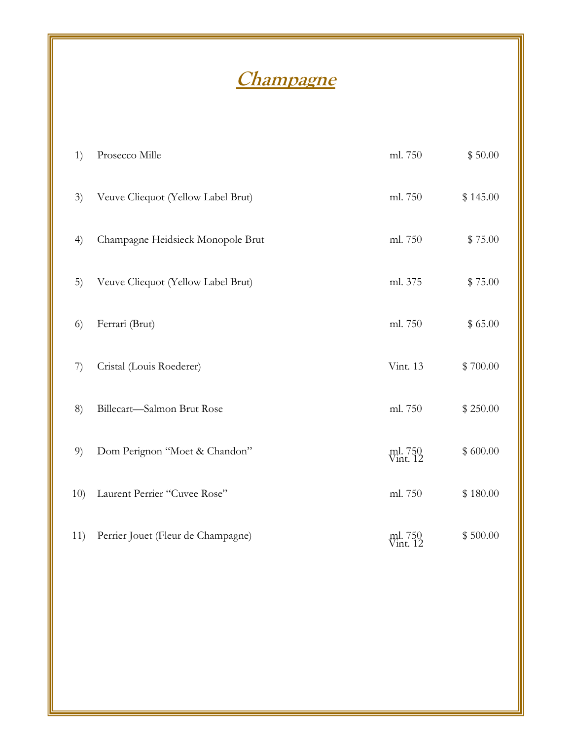# Champagne

| | | | |
|---|---|---|---|
| 1) | Prosecco Mille | ml. 750 | $ 50.00 |
| 3) | Veuve Cliequot (Yellow Label Brut) | ml. 750 | $ 145.00 |
| 4) | Champagne Heidsieck Monopole Brut | ml. 750 | $ 75.00 |
| 5) | Veuve Cliequot (Yellow Label Brut) | ml. 375 | $ 75.00 |
| 6) | Ferrari (Brut) | ml. 750 | $ 65.00 |
| 7) | Cristal (Louis Roederer) | Vint. 13 | $ 700.00 |
| 8) | Billecart—Salmon Brut Rose | ml. 750 | $ 250.00 |
| 9) | Dom Perignon "Moet & Chandon" | ml. 750 Vint. 12 | $ 600.00 |
| 10) | Laurent Perrier "Cuvee Rose" | ml. 750 | $ 180.00 |
| 11) | Perrier Jouet (Fleur de Champagne) | ml. 750 Vint. 12 | $ 500.00 |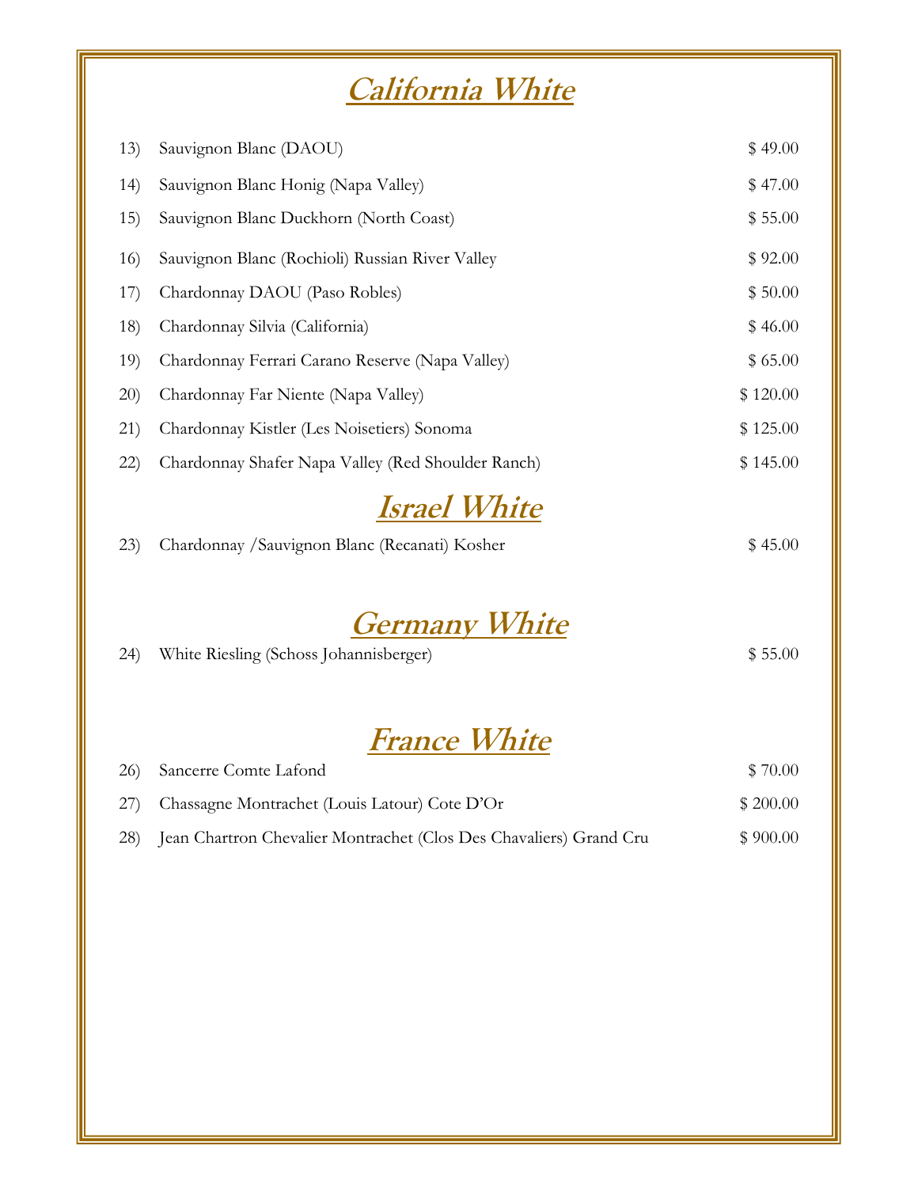# California White

| | | |
|---|---|---|
| 13) | Sauvignon Blanc (DAOU) | $ 49.00 |
| 14) | Sauvignon Blanc Honig (Napa Valley) | $ 47.00 |
| 15) | Sauvignon Blanc Duckhorn (North Coast) | $ 55.00 |
| 16) | Sauvignon Blanc (Rochioli) Russian River Valley | $ 92.00 |
| 17) | Chardonnay DAOU (Paso Robles) | $ 50.00 |
| 18) | Chardonnay Silvia (California) | $ 46.00 |
| 19) | Chardonnay Ferrari Carano Reserve (Napa Valley) | $ 65.00 |
| 20) | Chardonnay Far Niente (Napa Valley) | $ 120.00 |
| 21) | Chardonnay Kistler (Les Noisetiers) Sonoma | $ 125.00 |
| 22) | Chardonnay Shafer Napa Valley (Red Shoulder Ranch) | $ 145.00 |

# Israel White

| | | |
|---|---|---|
| 23) | Chardonnay /Sauvignon Blanc (Recanati) Kosher | $ 45.00 |

# Germany White

| | | |
|---|---|---|
| 24) | White Riesling (Schoss Johannisberger) | $ 55.00 |

# France White

| | | |
|---|---|---|
| 26) | Sancerre Comte Lafond | $ 70.00 |
| 27) | Chassagne Montrachet (Louis Latour) Cote D'Or | $ 200.00 |
| 28) | Jean Chartron Chevalier Montrachet (Clos Des Chavaliers) Grand Cru | $ 900.00 |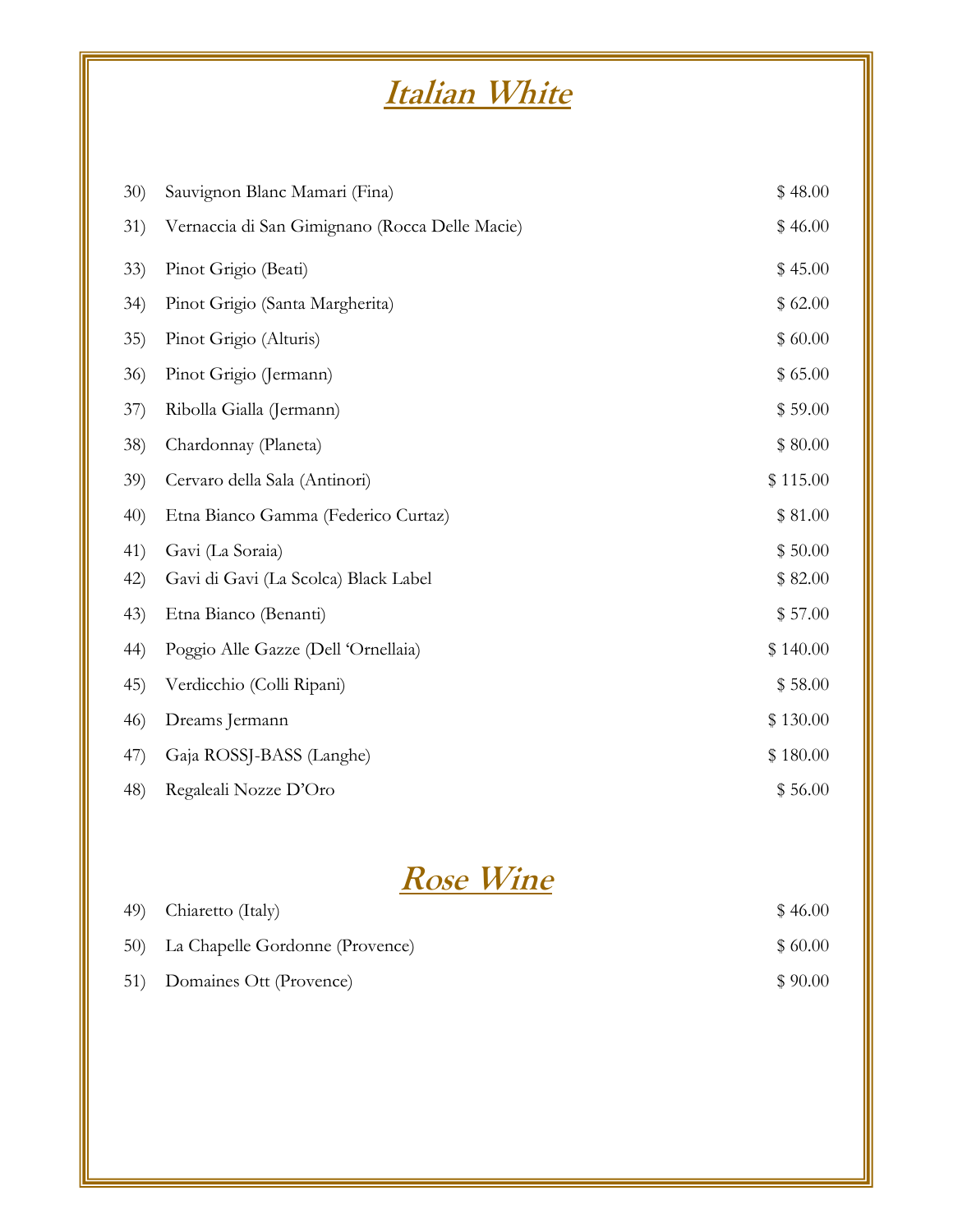# Italian White

| No. | Wine | Price |
|---|---|---|
| 30) | Sauvignon Blanc Mamari (Fina) | $ 48.00 |
| 31) | Vernaccia di San Gimignano (Rocca Delle Macie) | $ 46.00 |
| 33) | Pinot Grigio (Beati) | $ 45.00 |
| 34) | Pinot Grigio (Santa Margherita) | $ 62.00 |
| 35) | Pinot Grigio (Alturis) | $ 60.00 |
| 36) | Pinot Grigio (Jermann) | $ 65.00 |
| 37) | Ribolla Gialla (Jermann) | $ 59.00 |
| 38) | Chardonnay (Planeta) | $ 80.00 |
| 39) | Cervaro della Sala (Antinori) | $ 115.00 |
| 40) | Etna Bianco Gamma (Federico Curtaz) | $ 81.00 |
| 41) | Gavi (La Soraia) | $ 50.00 |
| 42) | Gavi di Gavi (La Scolca) Black Label | $ 82.00 |
| 43) | Etna Bianco (Benanti) | $ 57.00 |
| 44) | Poggio Alle Gazze (Dell 'Ornellaia) | $ 140.00 |
| 45) | Verdicchio (Colli Ripani) | $ 58.00 |
| 46) | Dreams Jermann | $ 130.00 |
| 47) | Gaja ROSSJ-BASS (Langhe) | $ 180.00 |
| 48) | Regaleali Nozze D'Oro | $ 56.00 |

# Rose Wine

| No. | Wine | Price |
|---|---|---|
| 49) | Chiaretto (Italy) | $ 46.00 |
| 50) | La Chapelle Gordonne (Provence) | $ 60.00 |
| 51) | Domaines Ott (Provence) | $ 90.00 |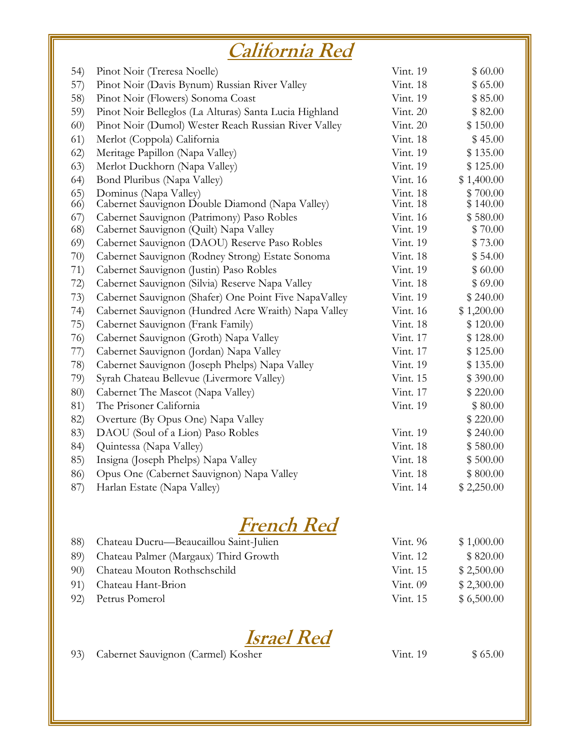# California Red

| | | | |
|---|---|---|---|
| 54) | Pinot Noir (Treresa Noelle) | Vint. 19 | $ 60.00 |
| 57) | Pinot Noir (Davis Bynum) Russian River Valley | Vint. 18 | $ 65.00 |
| 58) | Pinot Noir (Flowers) Sonoma Coast | Vint. 19 | $ 85.00 |
| 59) | Pinot Noir Belleglos (La Alturas) Santa Lucia Highland | Vint. 20 | $ 82.00 |
| 60) | Pinot Noir (Dumol) Wester Reach Russian River Valley | Vint. 20 | $ 150.00 |
| 61) | Merlot (Coppola) California | Vint. 18 | $ 45.00 |
| 62) | Meritage Papillon (Napa Valley) | Vint. 19 | $ 135.00 |
| 63) | Merlot Duckhorn (Napa Valley) | Vint. 19 | $ 125.00 |
| 64) | Bond Pluribus (Napa Valley) | Vint. 16 | $ 1,400.00 |
| 65) | Dominus (Napa Valley) | Vint. 18 | $ 700.00 |
| 66) | Cabernet Sauvignon Double Diamond (Napa Valley) | Vint. 18 | $ 140.00 |
| 67) | Cabernet Sauvignon (Patrimony) Paso Robles | Vint. 16 | $ 580.00 |
| 68) | Cabernet Sauvignon (Quilt) Napa Valley | Vint. 19 | $ 70.00 |
| 69) | Cabernet Sauvignon (DAOU) Reserve Paso Robles | Vint. 19 | $ 73.00 |
| 70) | Cabernet Sauvignon (Rodney Strong) Estate Sonoma | Vint. 18 | $ 54.00 |
| 71) | Cabernet Sauvignon (Justin) Paso Robles | Vint. 19 | $ 60.00 |
| 72) | Cabernet Sauvignon (Silvia) Reserve Napa Valley | Vint. 18 | $ 69.00 |
| 73) | Cabernet Sauvignon (Shafer) One Point Five NapaValley | Vint. 19 | $ 240.00 |
| 74) | Cabernet Sauvignon (Hundred Acre Wraith) Napa Valley | Vint. 16 | $ 1,200.00 |
| 75) | Cabernet Sauvignon (Frank Family) | Vint. 18 | $ 120.00 |
| 76) | Cabernet Sauvignon (Groth) Napa Valley | Vint. 17 | $ 128.00 |
| 77) | Cabernet Sauvignon (Jordan) Napa Valley | Vint. 17 | $ 125.00 |
| 78) | Cabernet Sauvignon (Joseph Phelps) Napa Valley | Vint. 19 | $ 135.00 |
| 79) | Syrah Chateau Bellevue (Livermore Valley) | Vint. 15 | $ 390.00 |
| 80) | Cabernet The Mascot (Napa Valley) | Vint. 17 | $ 220.00 |
| 81) | The Prisoner California | Vint. 19 | $ 80.00 |
| 82) | Overture (By Opus One) Napa Valley | | $ 220.00 |
| 83) | DAOU (Soul of a Lion) Paso Robles | Vint. 19 | $ 240.00 |
| 84) | Quintessa (Napa Valley) | Vint. 18 | $ 580.00 |
| 85) | Insigna (Joseph Phelps) Napa Valley | Vint. 18 | $ 500.00 |
| 86) | Opus One (Cabernet Sauvignon) Napa Valley | Vint. 18 | $ 800.00 |
| 87) | Harlan Estate (Napa Valley) | Vint. 14 | $ 2,250.00 |

# French Red

| | | | |
|---|---|---|---|
| 88) | Chateau Ducru—Beaucaillou Saint-Julien | Vint. 96 | $ 1,000.00 |
| 89) | Chateau Palmer (Margaux) Third Growth | Vint. 12 | $ 820.00 |
| 90) | Chateau Mouton Rothschschild | Vint. 15 | $ 2,500.00 |
| 91) | Chateau Hant-Brion | Vint. 09 | $ 2,300.00 |
| 92) | Petrus Pomerol | Vint. 15 | $ 6,500.00 |

# Israel Red

| | | | |
|---|---|---|---|
| 93) | Cabernet Sauvignon (Carmel) Kosher | Vint. 19 | $ 65.00 |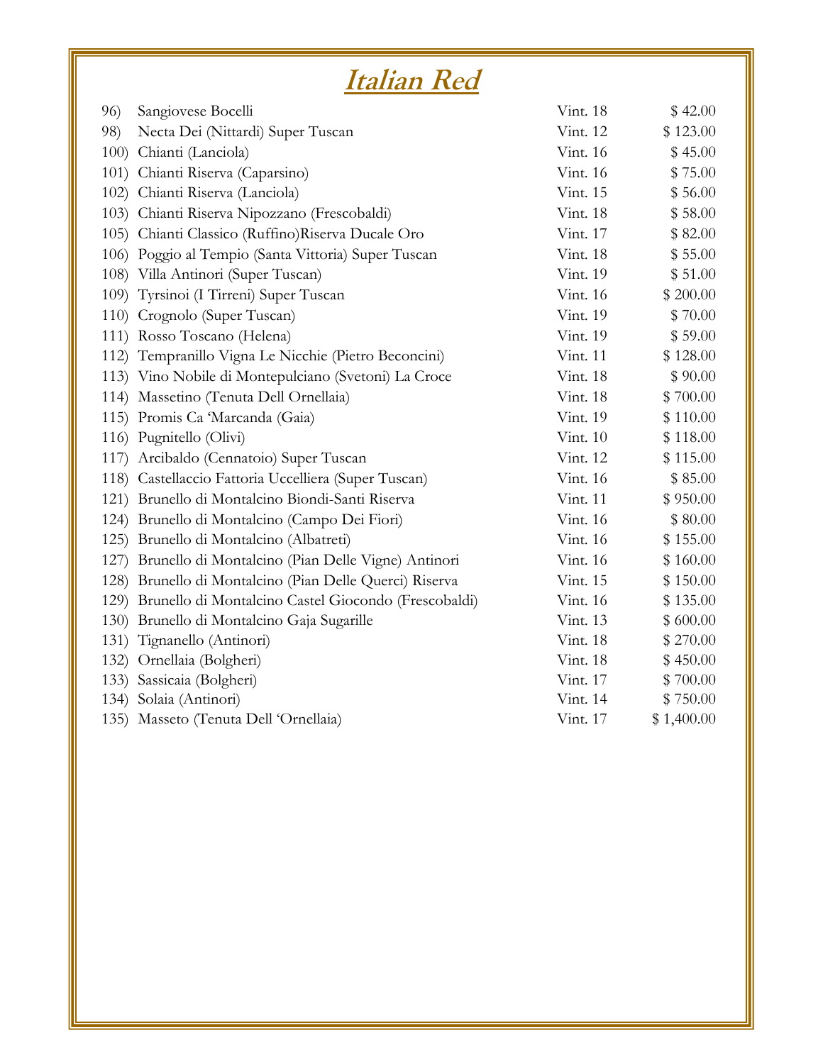# Italian Red

| | | | |
|---|---|---|---|
| 96) | Sangiovese Bocelli | Vint. 18 | $ 42.00 |
| 98) | Necta Dei (Nittardi) Super Tuscan | Vint. 12 | $ 123.00 |
| 100) | Chianti (Lanciola) | Vint. 16 | $ 45.00 |
| 101) | Chianti Riserva (Caparsino) | Vint. 16 | $ 75.00 |
| 102) | Chianti Riserva (Lanciola) | Vint. 15 | $ 56.00 |
| 103) | Chianti Riserva Nipozzano (Frescobaldi) | Vint. 18 | $ 58.00 |
| 105) | Chianti Classico (Ruffino)Riserva Ducale Oro | Vint. 17 | $ 82.00 |
| 106) | Poggio al Tempio (Santa Vittoria) Super Tuscan | Vint. 18 | $ 55.00 |
| 108) | Villa Antinori (Super Tuscan) | Vint. 19 | $ 51.00 |
| 109) | Tyrsinoi (I Tirreni) Super Tuscan | Vint. 16 | $ 200.00 |
| 110) | Crognolo (Super Tuscan) | Vint. 19 | $ 70.00 |
| 111) | Rosso Toscano (Helena) | Vint. 19 | $ 59.00 |
| 112) | Tempranillo Vigna Le Nicchie (Pietro Beconcini) | Vint. 11 | $ 128.00 |
| 113) | Vino Nobile di Montepulciano (Svetoni) La Croce | Vint. 18 | $ 90.00 |
| 114) | Massetino (Tenuta Dell Ornellaia) | Vint. 18 | $ 700.00 |
| 115) | Promis Ca 'Marcanda (Gaia) | Vint. 19 | $ 110.00 |
| 116) | Pugnitello (Olivi) | Vint. 10 | $ 118.00 |
| 117) | Arcibaldo (Cennatoio) Super Tuscan | Vint. 12 | $ 115.00 |
| 118) | Castellaccio Fattoria Uccelliera (Super Tuscan) | Vint. 16 | $ 85.00 |
| 121) | Brunello di Montalcino Biondi-Santi Riserva | Vint. 11 | $ 950.00 |
| 124) | Brunello di Montalcino (Campo Dei Fiori) | Vint. 16 | $ 80.00 |
| 125) | Brunello di Montalcino (Albatreti) | Vint. 16 | $ 155.00 |
| 127) | Brunello di Montalcino (Pian Delle Vigne) Antinori | Vint. 16 | $ 160.00 |
| 128) | Brunello di Montalcino (Pian Delle Querci) Riserva | Vint. 15 | $ 150.00 |
| 129) | Brunello di Montalcino Castel Giocondo (Frescobaldi) | Vint. 16 | $ 135.00 |
| 130) | Brunello di Montalcino Gaja Sugarille | Vint. 13 | $ 600.00 |
| 131) | Tignanello (Antinori) | Vint. 18 | $ 270.00 |
| 132) | Ornellaia (Bolgheri) | Vint. 18 | $ 450.00 |
| 133) | Sassicaia (Bolgheri) | Vint. 17 | $ 700.00 |
| 134) | Solaia (Antinori) | Vint. 14 | $ 750.00 |
| 135) | Masseto (Tenuta Dell 'Ornellaia) | Vint. 17 | $ 1,400.00 |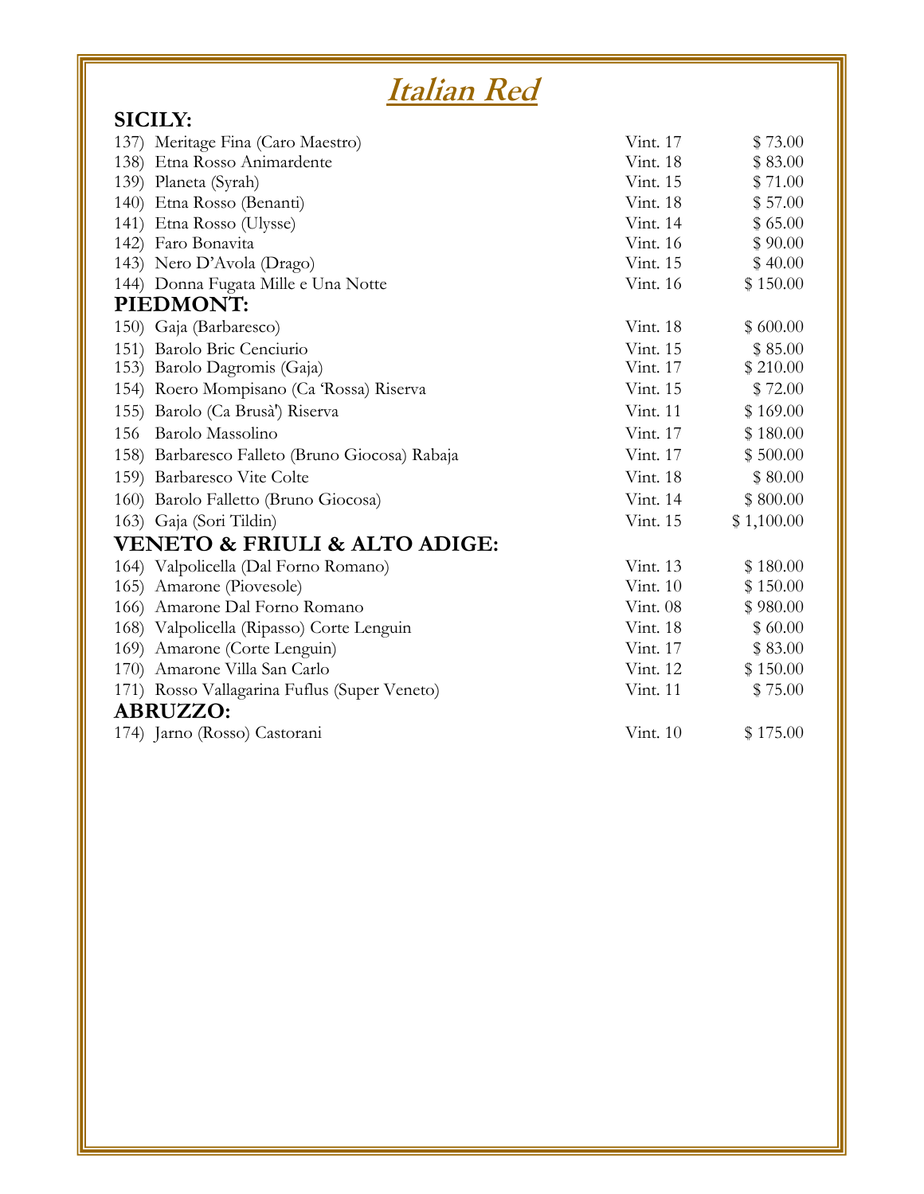# Italian Red

## SICILY:

| | | |
|---|---|---|
| 137) Meritage Fina (Caro Maestro) | Vint. 17 | $ 73.00 |
| 138) Etna Rosso Animardente | Vint. 18 | $ 83.00 |
| 139) Planeta (Syrah) | Vint. 15 | $ 71.00 |
| 140) Etna Rosso (Benanti) | Vint. 18 | $ 57.00 |
| 141) Etna Rosso (Ulysse) | Vint. 14 | $ 65.00 |
| 142) Faro Bonavita | Vint. 16 | $ 90.00 |
| 143) Nero D'Avola (Drago) | Vint. 15 | $ 40.00 |
| 144) Donna Fugata Mille e Una Notte | Vint. 16 | $ 150.00 |

## PIEDMONT:

| | | |
|---|---|---|
| 150) Gaja (Barbaresco) | Vint. 18 | $ 600.00 |
| 151) Barolo Bric Cenciurio | Vint. 15 | $ 85.00 |
| 153) Barolo Dagromis (Gaja) | Vint. 17 | $ 210.00 |
| 154) Roero Mompisano (Ca 'Rossa) Riserva | Vint. 15 | $ 72.00 |
| 155) Barolo (Ca Brusà') Riserva | Vint. 11 | $ 169.00 |
| 156 Barolo Massolino | Vint. 17 | $ 180.00 |
| 158) Barbaresco Falleto (Bruno Giocosa) Rabaja | Vint. 17 | $ 500.00 |
| 159) Barbaresco Vite Colte | Vint. 18 | $ 80.00 |
| 160) Barolo Falletto (Bruno Giocosa) | Vint. 14 | $ 800.00 |
| 163) Gaja (Sori Tildin) | Vint. 15 | $ 1,100.00 |

## VENETO & FRIULI & ALTO ADIGE:

| | | |
|---|---|---|
| 164) Valpolicella (Dal Forno Romano) | Vint. 13 | $ 180.00 |
| 165) Amarone (Piovesole) | Vint. 10 | $ 150.00 |
| 166) Amarone Dal Forno Romano | Vint. 08 | $ 980.00 |
| 168) Valpolicella (Ripasso) Corte Lenguin | Vint. 18 | $ 60.00 |
| 169) Amarone (Corte Lenguin) | Vint. 17 | $ 83.00 |
| 170) Amarone Villa San Carlo | Vint. 12 | $ 150.00 |
| 171) Rosso Vallagarina Fuflus (Super Veneto) | Vint. 11 | $ 75.00 |

## ABRUZZO:

| | | |
|---|---|---|
| 174) Jarno (Rosso) Castorani | Vint. 10 | $ 175.00 |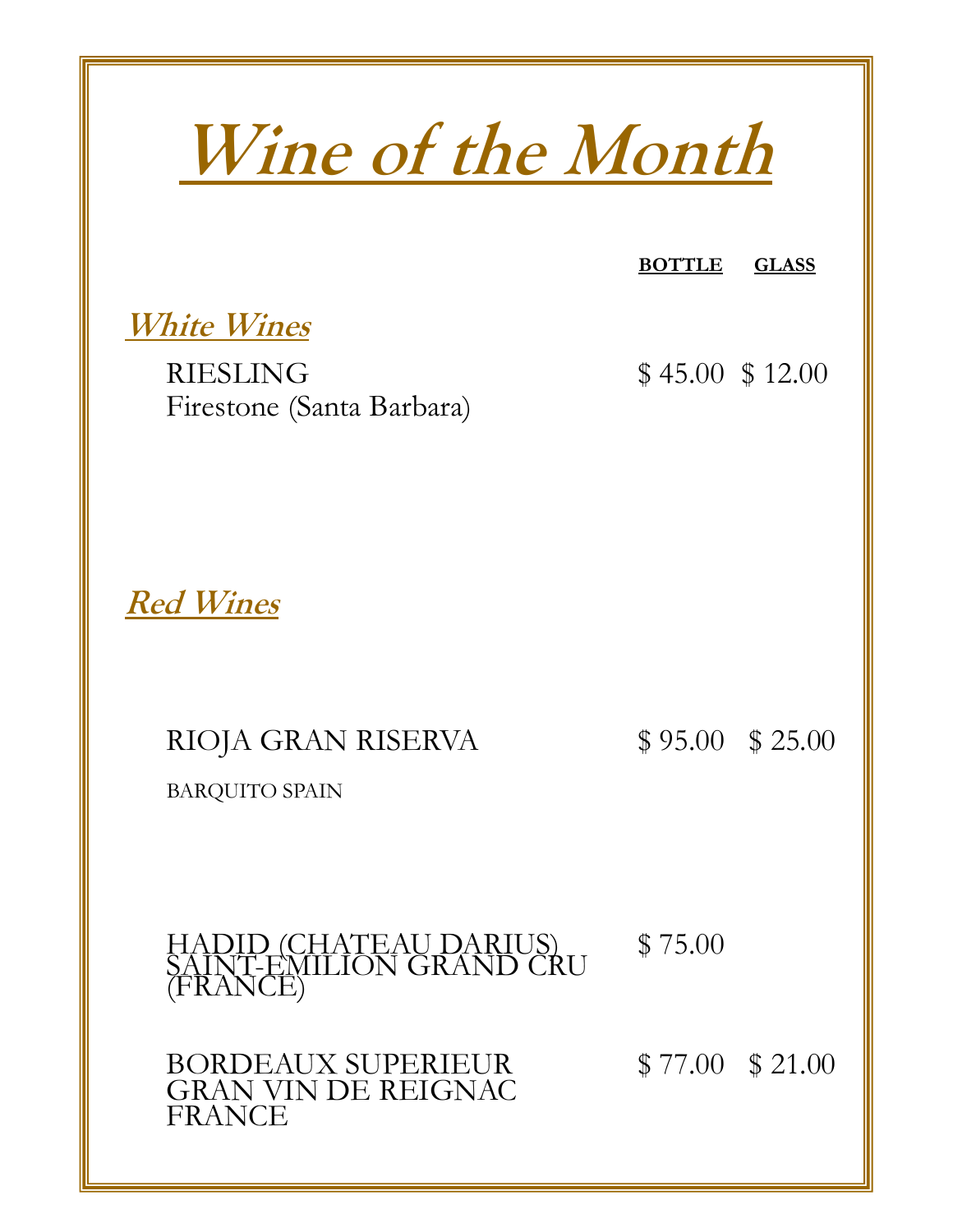# Wine of the Month

| | BOTTLE | GLASS |
|---|---|---|
| ***White Wines*** | | |
| RIESLING<br>Firestone (Santa Barbara) | $ 45.00 | $ 12.00 |
| ***Red Wines*** | | |
| RIOJA GRAN RISERVA<br>BARQUITO SPAIN | $ 95.00 | $ 25.00 |
| HADID (CHATEAU DARIUS)<br>SAINT-EMILION GRAND CRU<br>(FRANCE) | $ 75.00 | |
| BORDEAUX SUPERIEUR<br>GRAN VIN DE REIGNAC<br>FRANCE | $ 77.00 | $ 21.00 |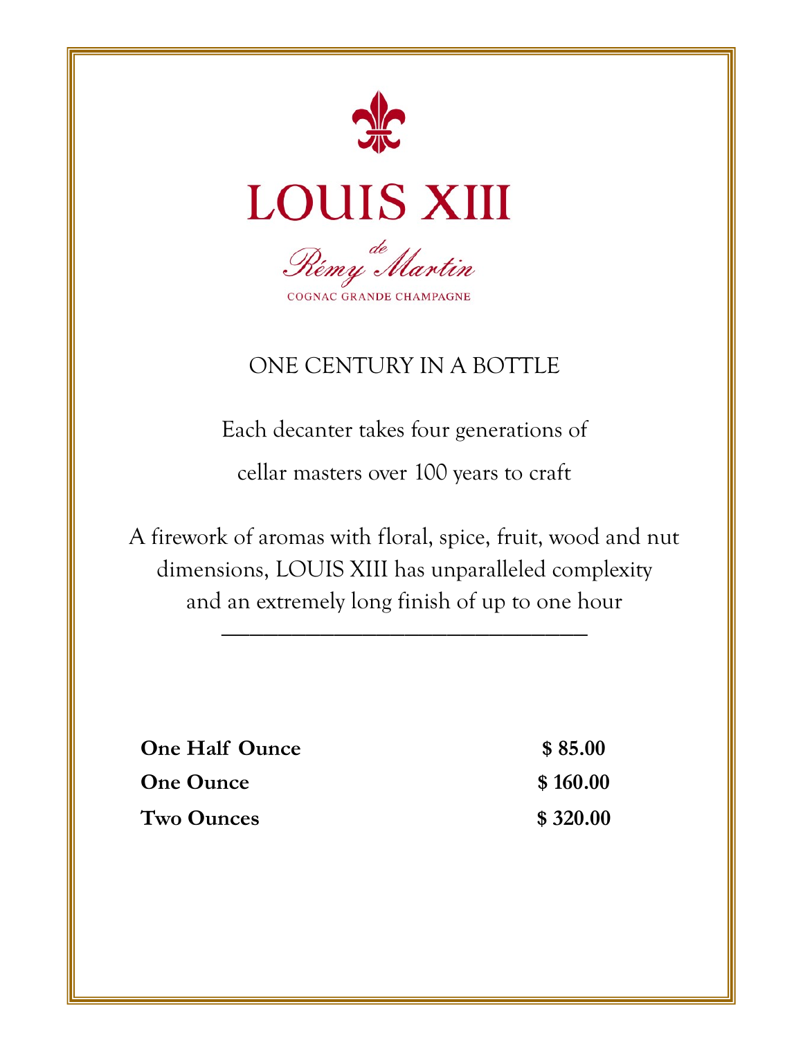# LOUIS XIII

*de Rémy Martin*

COGNAC GRANDE CHAMPAGNE

## ONE CENTURY IN A BOTTLE

Each decanter takes four generations of cellar masters over 100 years to craft

A firework of aromas with floral, spice, fruit, wood and nut dimensions, LOUIS XIII has unparalleled complexity and an extremely long finish of up to one hour

---

| | |
|---|---|
| **One Half Ounce** | **$ 85.00** |
| **One Ounce** | **$ 160.00** |
| **Two Ounces** | **$ 320.00** |